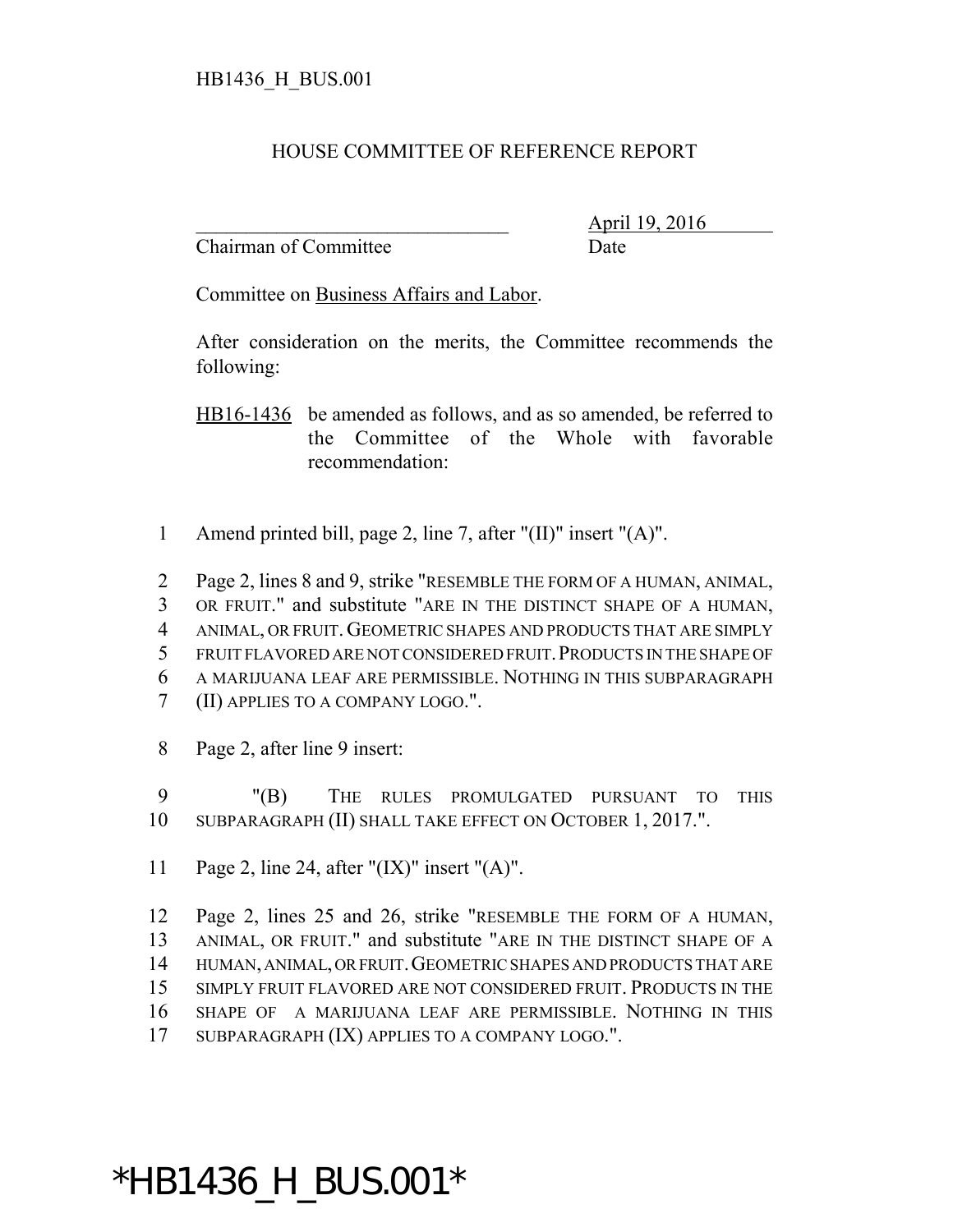HB1436_H_BUS.001

# HOUSE COMMITTEE OF REFERENCE REPORT

_______________________________ April 19, 2016
Chairman of Committee Date

Committee on Business Affairs and Labor.

After consideration on the merits, the Committee recommends the following:

HB16-1436 be amended as follows, and as so amended, be referred to the Committee of the Whole with favorable recommendation:

1 Amend printed bill, page 2, line 7, after "(II)" insert "(A)".

2 Page 2, lines 8 and 9, strike "RESEMBLE THE FORM OF A HUMAN, ANIMAL,
3 OR FRUIT." and substitute "ARE IN THE DISTINCT SHAPE OF A HUMAN,
4 ANIMAL, OR FRUIT. GEOMETRIC SHAPES AND PRODUCTS THAT ARE SIMPLY
5 FRUIT FLAVORED ARE NOT CONSIDERED FRUIT. PRODUCTS IN THE SHAPE OF
6 A MARIJUANA LEAF ARE PERMISSIBLE. NOTHING IN THIS SUBPARAGRAPH
7 (II) APPLIES TO A COMPANY LOGO.".

8 Page 2, after line 9 insert:

9 "(B) THE RULES PROMULGATED PURSUANT TO THIS
10 SUBPARAGRAPH (II) SHALL TAKE EFFECT ON OCTOBER 1, 2017.".

11 Page 2, line 24, after "(IX)" insert "(A)".

12 Page 2, lines 25 and 26, strike "RESEMBLE THE FORM OF A HUMAN,
13 ANIMAL, OR FRUIT." and substitute "ARE IN THE DISTINCT SHAPE OF A
14 HUMAN, ANIMAL, OR FRUIT. GEOMETRIC SHAPES AND PRODUCTS THAT ARE
15 SIMPLY FRUIT FLAVORED ARE NOT CONSIDERED FRUIT. PRODUCTS IN THE
16 SHAPE OF A MARIJUANA LEAF ARE PERMISSIBLE. NOTHING IN THIS
17 SUBPARAGRAPH (IX) APPLIES TO A COMPANY LOGO.".

*HB1436_H_BUS.001*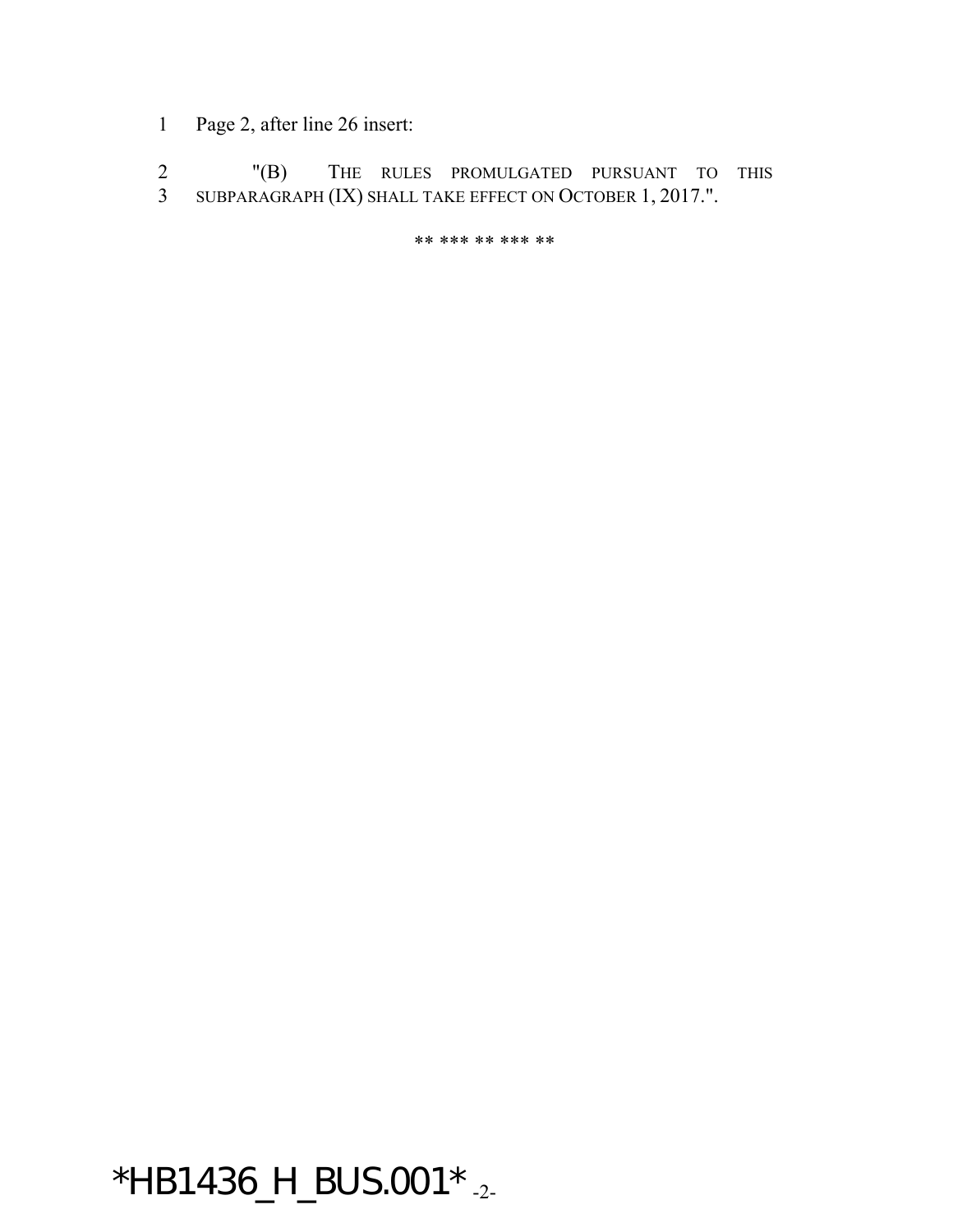1 Page 2, after line 26 insert:

2 "(B) THE RULES PROMULGATED PURSUANT TO THIS
3 SUBPARAGRAPH (IX) SHALL TAKE EFFECT ON OCTOBER 1, 2017.".

** *** ** *** **

*HB1436_H_BUS.001*